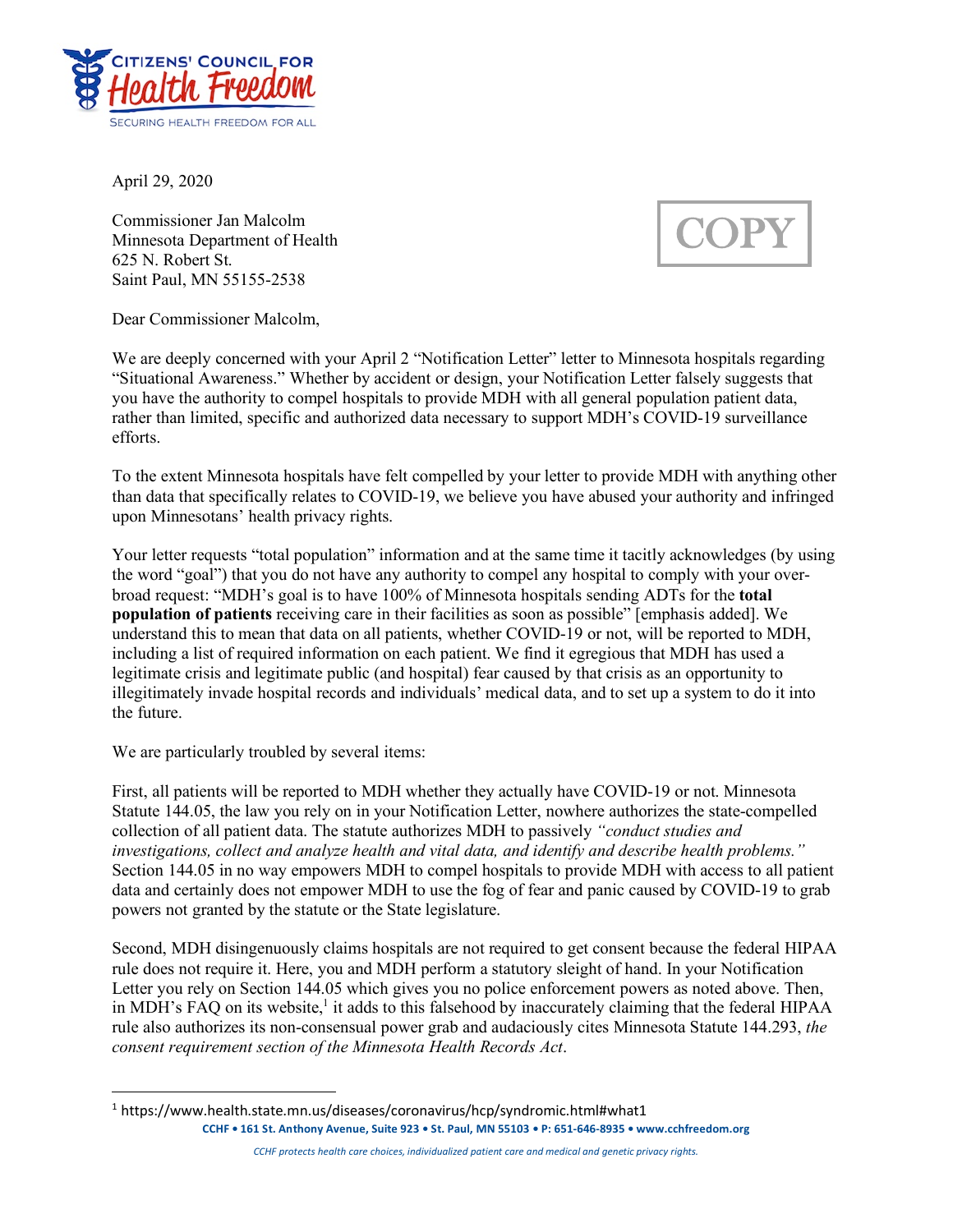CITIZENS' COUNCIL FOR **Health Freedom**
SECURING HEALTH FREEDOM FOR ALL

April 29, 2020

Commissioner Jan Malcolm
Minnesota Department of Health
625 N. Robert St.
Saint Paul, MN 55155-2538

COPY

Dear Commissioner Malcolm,

We are deeply concerned with your April 2 "Notification Letter" letter to Minnesota hospitals regarding "Situational Awareness." Whether by accident or design, your Notification Letter falsely suggests that you have the authority to compel hospitals to provide MDH with all general population patient data, rather than limited, specific and authorized data necessary to support MDH's COVID-19 surveillance efforts.

To the extent Minnesota hospitals have felt compelled by your letter to provide MDH with anything other than data that specifically relates to COVID-19, we believe you have abused your authority and infringed upon Minnesotans' health privacy rights.

Your letter requests "total population" information and at the same time it tacitly acknowledges (by using the word "goal") that you do not have any authority to compel any hospital to comply with your over-broad request: "MDH's goal is to have 100% of Minnesota hospitals sending ADTs for the **total population of patients** receiving care in their facilities as soon as possible" [emphasis added]. We understand this to mean that data on all patients, whether COVID-19 or not, will be reported to MDH, including a list of required information on each patient. We find it egregious that MDH has used a legitimate crisis and legitimate public (and hospital) fear caused by that crisis as an opportunity to illegitimately invade hospital records and individuals' medical data, and to set up a system to do it into the future.

We are particularly troubled by several items:

First, all patients will be reported to MDH whether they actually have COVID-19 or not. Minnesota Statute 144.05, the law you rely on in your Notification Letter, nowhere authorizes the state-compelled collection of all patient data. The statute authorizes MDH to passively *"conduct studies and investigations, collect and analyze health and vital data, and identify and describe health problems."* Section 144.05 in no way empowers MDH to compel hospitals to provide MDH with access to all patient data and certainly does not empower MDH to use the fog of fear and panic caused by COVID-19 to grab powers not granted by the statute or the State legislature.

Second, MDH disingenuously claims hospitals are not required to get consent because the federal HIPAA rule does not require it. Here, you and MDH perform a statutory sleight of hand. In your Notification Letter you rely on Section 144.05 which gives you no police enforcement powers as noted above. Then, in MDH's FAQ on its website,[1] it adds to this falsehood by inaccurately claiming that the federal HIPAA rule also authorizes its non-consensual power grab and audaciously cites Minnesota Statute 144.293, *the consent requirement section of the Minnesota Health Records Act*.

[1] https://www.health.state.mn.us/diseases/coronavirus/hcp/syndromic.html#what1

**CCHF • 161 St. Anthony Avenue, Suite 923 • St. Paul, MN 55103 • P: 651-646-8935 • www.cchfreedom.org**

*CCHF protects health care choices, individualized patient care and medical and genetic privacy rights.*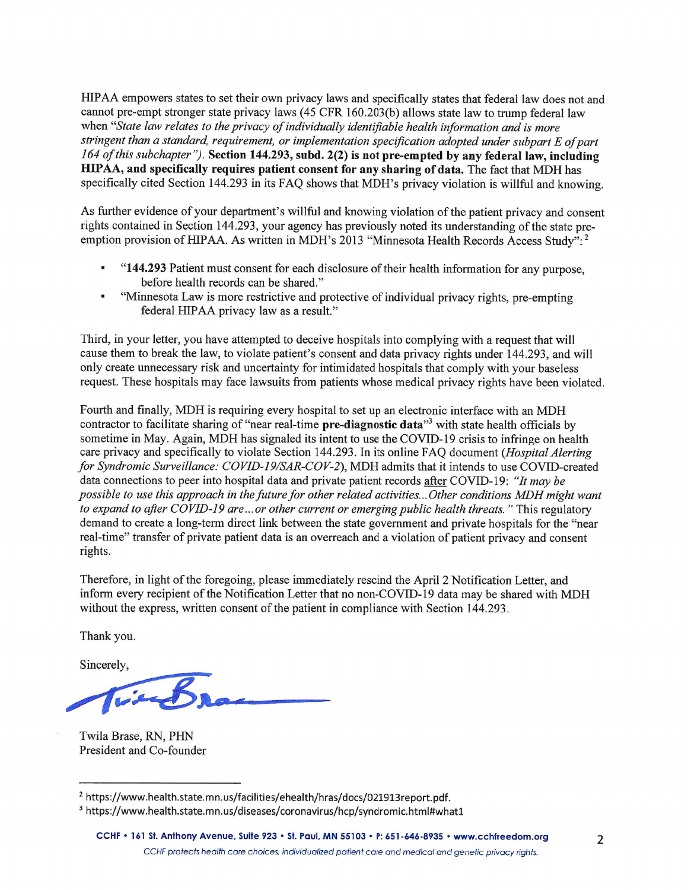HIPAA empowers states to set their own privacy laws and specifically states that federal law does not and cannot pre-empt stronger state privacy laws (45 CFR 160.203(b) allows state law to trump federal law when *"State law relates to the privacy of individually identifiable health information and is more stringent than a standard, requirement, or implementation specification adopted under subpart E of part 164 of this subchapter")*. **Section 144.293, subd. 2(2) is not pre-empted by any federal law, including HIPAA, and specifically requires patient consent for any sharing of data.** The fact that MDH has specifically cited Section 144.293 in its FAQ shows that MDH's privacy violation is willful and knowing.

As further evidence of your department's willful and knowing violation of the patient privacy and consent rights contained in Section 144.293, your agency has previously noted its understanding of the state pre-emption provision of HIPAA. As written in MDH's 2013 "Minnesota Health Records Access Study":[2]

- "**144.293** Patient must consent for each disclosure of their health information for any purpose, before health records can be shared."
- "Minnesota Law is more restrictive and protective of individual privacy rights, pre-empting federal HIPAA privacy law as a result."

Third, in your letter, you have attempted to deceive hospitals into complying with a request that will cause them to break the law, to violate patient's consent and data privacy rights under 144.293, and will only create unnecessary risk and uncertainty for intimidated hospitals that comply with your baseless request. These hospitals may face lawsuits from patients whose medical privacy rights have been violated.

Fourth and finally, MDH is requiring every hospital to set up an electronic interface with an MDH contractor to facilitate sharing of "near real-time **pre-diagnostic data**"[3] with state health officials by sometime in May. Again, MDH has signaled its intent to use the COVID-19 crisis to infringe on health care privacy and specifically to violate Section 144.293. In its online FAQ document (*Hospital Alerting for Syndromic Surveillance: COVID-19/SAR-COV-2*), MDH admits that it intends to use COVID-created data connections to peer into hospital data and private patient records <u>after</u> COVID-19: *"It may be possible to use this approach in the future for other related activities...Other conditions MDH might want to expand to after COVID-19 are...or other current or emerging public health threats."* This regulatory demand to create a long-term direct link between the state government and private hospitals for the "near real-time" transfer of private patient data is an overreach and a violation of patient privacy and consent rights.

Therefore, in light of the foregoing, please immediately rescind the April 2 Notification Letter, and inform every recipient of the Notification Letter that no non-COVID-19 data may be shared with MDH without the express, written consent of the patient in compliance with Section 144.293.

Thank you.

Sincerely,

Twila Brase, RN, PHN
President and Co-founder

---

[2] https://www.health.state.mn.us/facilities/ehealth/hras/docs/021913report.pdf.

[3] https://www.health.state.mn.us/diseases/coronavirus/hcp/syndromic.html#what1

**CCHF • 161 St. Anthony Avenue, Suite 923 • St. Paul, MN 55103 • P: 651-646-8935 • www.cchfreedom.org**

*CCHF protects health care choices, individualized patient care and medical and genetic privacy rights.*